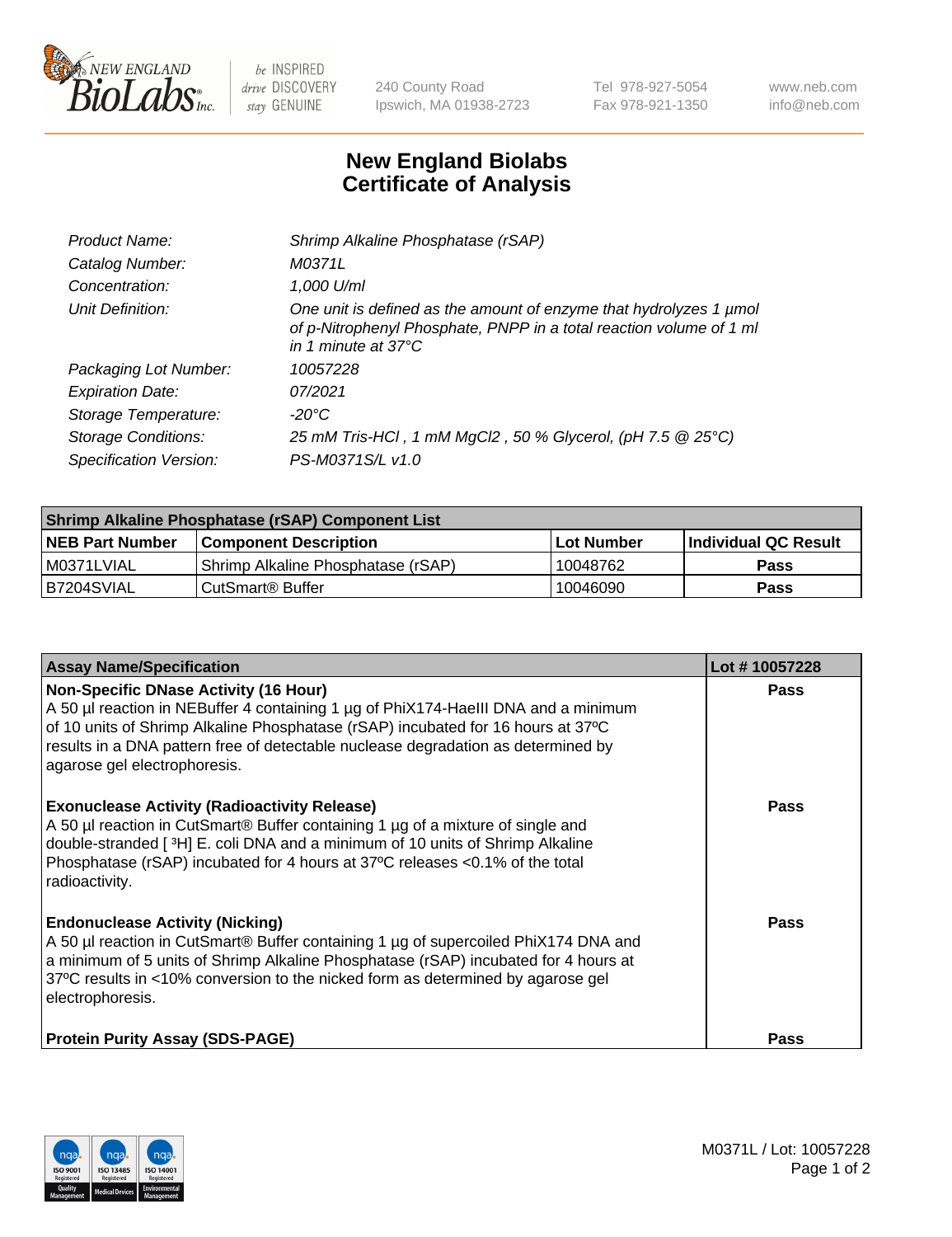NEW ENGLAND BioLabs Inc. — be INSPIRED drive DISCOVERY stay GENUINE

240 County Road
Ipswich, MA 01938-2723

Tel 978-927-5054
Fax 978-921-1350

www.neb.com
info@neb.com

# New England Biolabs Certificate of Analysis

| | |
|---|---|
| *Product Name:* | *Shrimp Alkaline Phosphatase (rSAP)* |
| *Catalog Number:* | *M0371L* |
| *Concentration:* | *1,000 U/ml* |
| *Unit Definition:* | *One unit is defined as the amount of enzyme that hydrolyzes 1 µmol of p-Nitrophenyl Phosphate, PNPP in a total reaction volume of 1 ml in 1 minute at 37°C* |
| *Packaging Lot Number:* | *10057228* |
| *Expiration Date:* | *07/2021* |
| *Storage Temperature:* | *-20°C* |
| *Storage Conditions:* | *25 mM Tris-HCl , 1 mM MgCl2 , 50 % Glycerol, (pH 7.5 @ 25°C)* |
| *Specification Version:* | *PS-M0371S/L v1.0* |

| Shrimp Alkaline Phosphatase (rSAP) Component List | | | |
|---|---|---|---|
| **NEB Part Number** | **Component Description** | **Lot Number** | **Individual QC Result** |
| M0371LVIAL | Shrimp Alkaline Phosphatase (rSAP) | 10048762 | **Pass** |
| B7204SVIAL | CutSmart® Buffer | 10046090 | **Pass** |

| Assay Name/Specification | Lot # 10057228 |
|---|---|
| **Non-Specific DNase Activity (16 Hour)** A 50 µl reaction in NEBuffer 4 containing 1 µg of PhiX174-HaeIII DNA and a minimum of 10 units of Shrimp Alkaline Phosphatase (rSAP) incubated for 16 hours at 37ºC results in a DNA pattern free of detectable nuclease degradation as determined by agarose gel electrophoresis. | **Pass** |
| **Exonuclease Activity (Radioactivity Release)** A 50 µl reaction in CutSmart® Buffer containing 1 µg of a mixture of single and double-stranded [ $^{3}$H] E. coli DNA and a minimum of 10 units of Shrimp Alkaline Phosphatase (rSAP) incubated for 4 hours at 37ºC releases <0.1% of the total radioactivity. | **Pass** |
| **Endonuclease Activity (Nicking)** A 50 µl reaction in CutSmart® Buffer containing 1 µg of supercoiled PhiX174 DNA and a minimum of 5 units of Shrimp Alkaline Phosphatase (rSAP) incubated for 4 hours at 37ºC results in <10% conversion to the nicked form as determined by agarose gel electrophoresis. | **Pass** |
| **Protein Purity Assay (SDS-PAGE)** | **Pass** |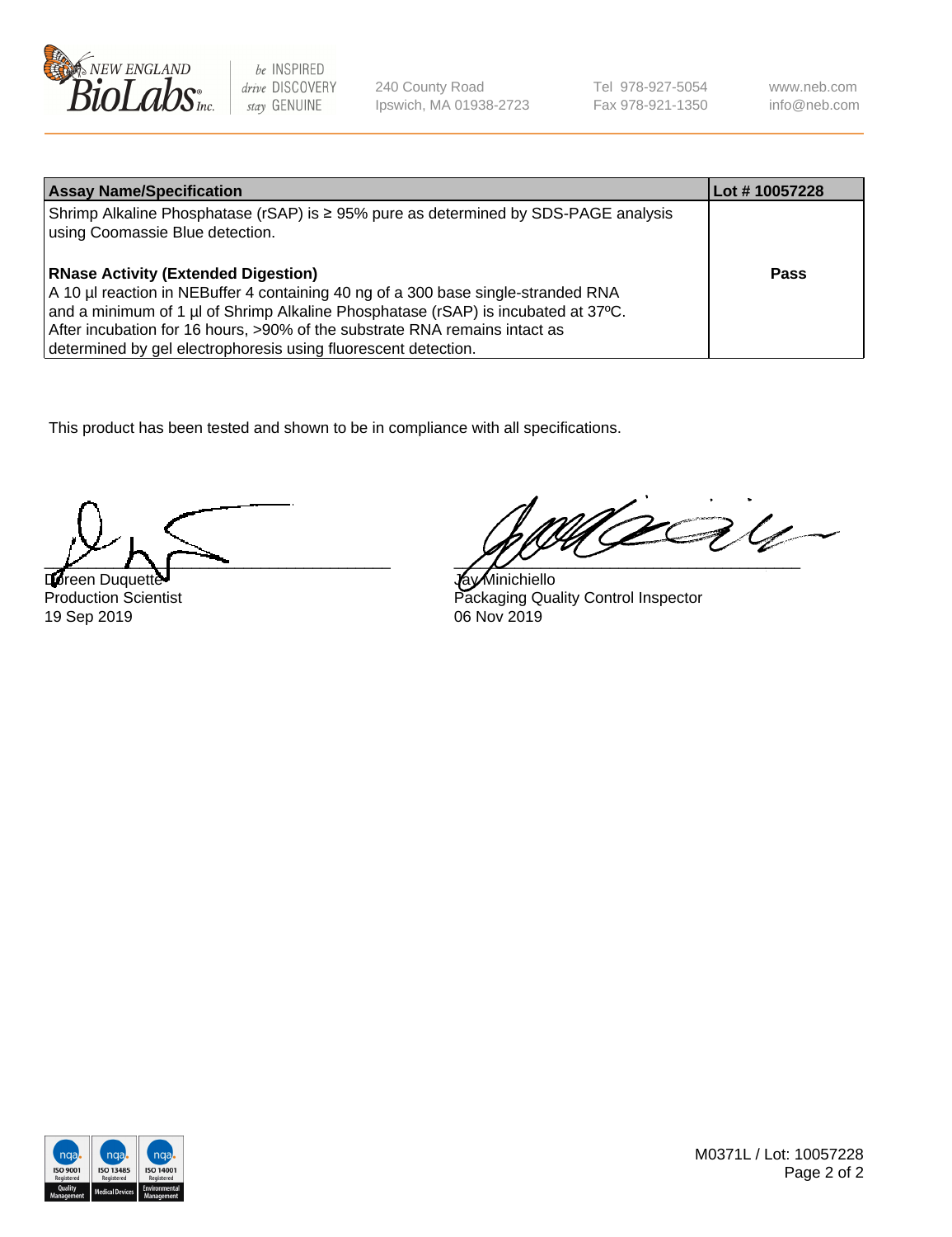New England BioLabs Inc. — be INSPIRED drive DISCOVERY stay GENUINE

240 County Road
Ipswich, MA 01938-2723

Tel 978-927-5054
Fax 978-921-1350

www.neb.com
info@neb.com

| Assay Name/Specification | Lot # 10057228 |
| --- | --- |
| Shrimp Alkaline Phosphatase (rSAP) is ≥ 95% pure as determined by SDS-PAGE analysis using Coomassie Blue detection. | |
| **RNase Activity (Extended Digestion)**<br>A 10 µl reaction in NEBuffer 4 containing 40 ng of a 300 base single-stranded RNA and a minimum of 1 µl of Shrimp Alkaline Phosphatase (rSAP) is incubated at 37ºC. After incubation for 16 hours, >90% of the substrate RNA remains intact as determined by gel electrophoresis using fluorescent detection. | **Pass** |

This product has been tested and shown to be in compliance with all specifications.

Doreen Duquette
Production Scientist
19 Sep 2019

Jay Minichiello
Packaging Quality Control Inspector
06 Nov 2019

M0371L / Lot: 10057228